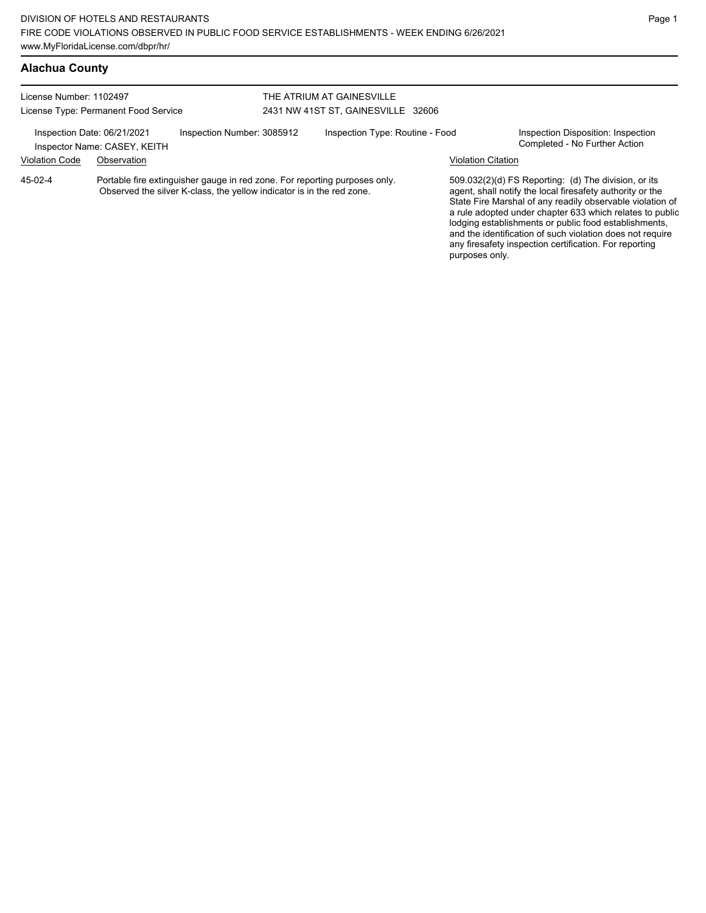## Alachua County

License Number: 1102497
License Type: Permanent Food Service

THE ATRIUM AT GAINESVILLE
2431 NW 41ST ST, GAINESVILLE 32606

Inspection Date: 06/21/2021
Inspector Name: CASEY, KEITH

Inspection Number: 3085912

Inspection Type: Routine - Food

Inspection Disposition: Inspection Completed - No Further Action

| Violation Code | Observation | Violation Citation |
| --- | --- | --- |
| 45-02-4 | Portable fire extinguisher gauge in red zone. For reporting purposes only. Observed the silver K-class, the yellow indicator is in the red zone. | 509.032(2)(d) FS Reporting: (d) The division, or its agent, shall notify the local firesafety authority or the State Fire Marshal of any readily observable violation of a rule adopted under chapter 633 which relates to public lodging establishments or public food establishments, and the identification of such violation does not require any firesafety inspection certification. For reporting purposes only. |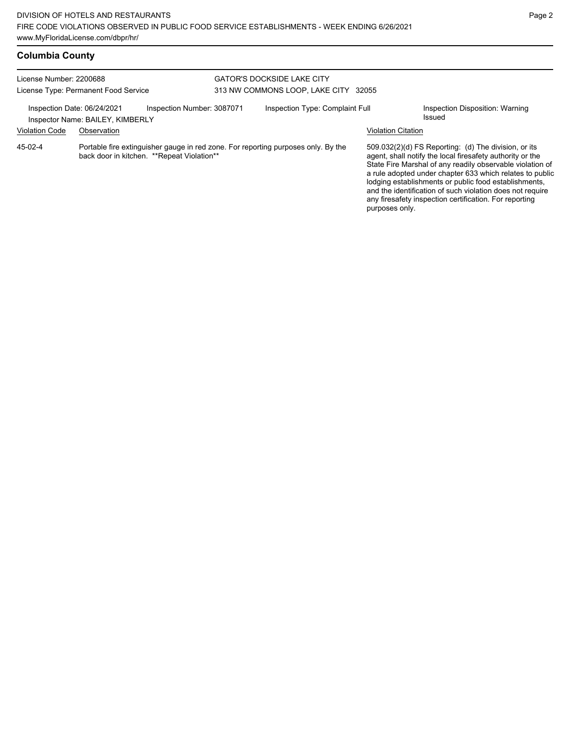## Columbia County

License Number: 2200688
License Type: Permanent Food Service

GATOR'S DOCKSIDE LAKE CITY
313 NW COMMONS LOOP, LAKE CITY 32055

Inspection Date: 06/24/2021 | Inspection Number: 3087071 | Inspection Type: Complaint Full | Inspection Disposition: Warning Issued
Inspector Name: BAILEY, KIMBERLY

| Violation Code | Observation | Violation Citation |
|---|---|---|
| 45-02-4 | Portable fire extinguisher gauge in red zone. For reporting purposes only. By the back door in kitchen. **Repeat Violation** | 509.032(2)(d) FS Reporting: (d) The division, or its agent, shall notify the local firesafety authority or the State Fire Marshal of any readily observable violation of a rule adopted under chapter 633 which relates to public lodging establishments or public food establishments, and the identification of such violation does not require any firesafety inspection certification. For reporting purposes only. |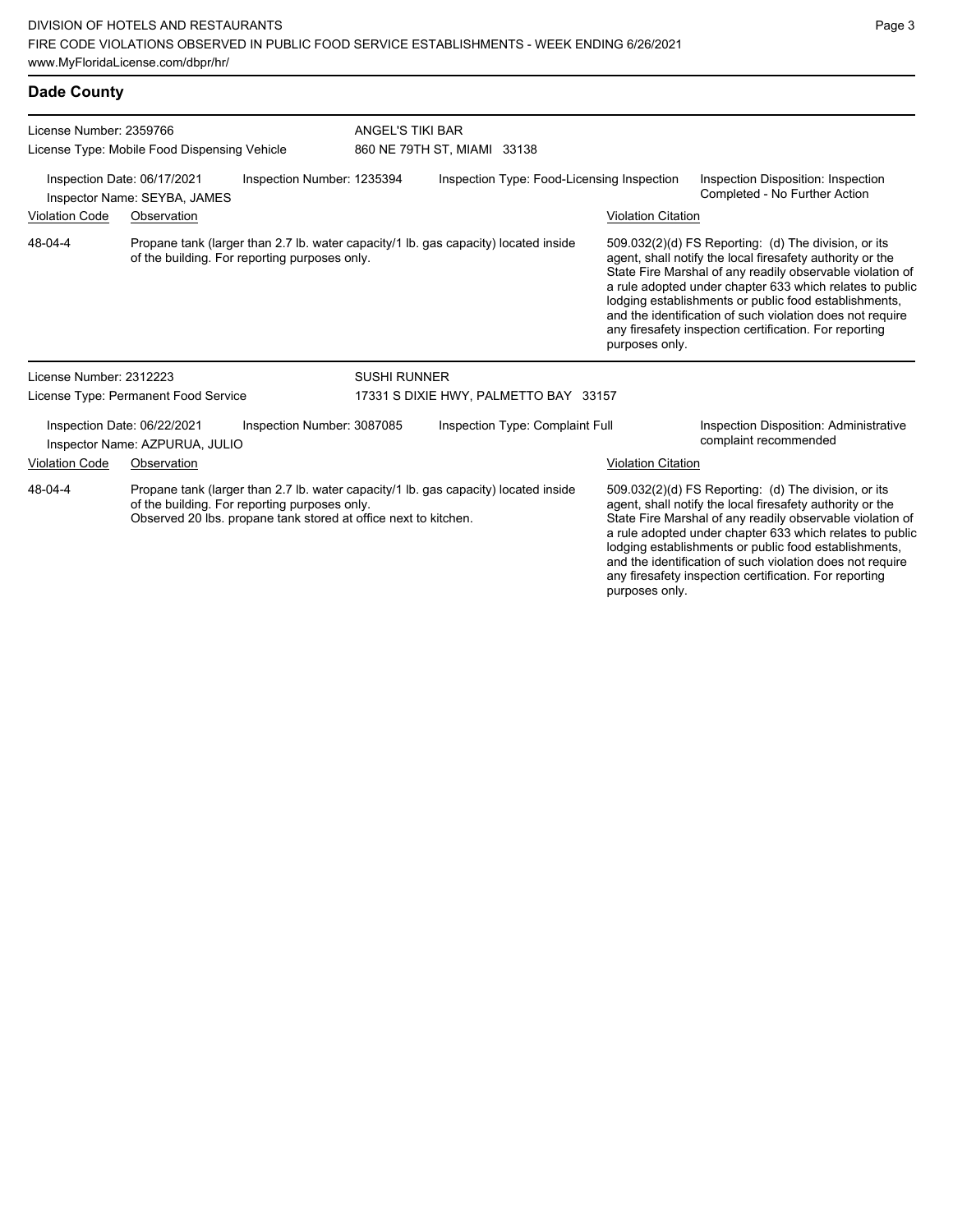## Dade County

**License Number:** 2359766
**License Type:** Mobile Food Dispensing Vehicle

**ANGEL'S TIKI BAR**
860 NE 79TH ST, MIAMI 33138

**Inspection Date:** 06/17/2021
**Inspector Name:** SEYBA, JAMES
**Inspection Number:** 1235394
**Inspection Type:** Food-Licensing Inspection
**Inspection Disposition:** Inspection Completed - No Further Action

| Violation Code | Observation | Violation Citation |
| --- | --- | --- |
| 48-04-4 | Propane tank (larger than 2.7 lb. water capacity/1 lb. gas capacity) located inside of the building. For reporting purposes only. | 509.032(2)(d) FS Reporting: (d) The division, or its agent, shall notify the local firesafety authority or the State Fire Marshal of any readily observable violation of a rule adopted under chapter 633 which relates to public lodging establishments or public food establishments, and the identification of such violation does not require any firesafety inspection certification. For reporting purposes only. |

**License Number:** 2312223
**License Type:** Permanent Food Service

**SUSHI RUNNER**
17331 S DIXIE HWY, PALMETTO BAY 33157

**Inspection Date:** 06/22/2021
**Inspector Name:** AZPURUA, JULIO
**Inspection Number:** 3087085
**Inspection Type:** Complaint Full
**Inspection Disposition:** Administrative complaint recommended

| Violation Code | Observation | Violation Citation |
| --- | --- | --- |
| 48-04-4 | Propane tank (larger than 2.7 lb. water capacity/1 lb. gas capacity) located inside of the building. For reporting purposes only. Observed 20 lbs. propane tank stored at office next to kitchen. | 509.032(2)(d) FS Reporting: (d) The division, or its agent, shall notify the local firesafety authority or the State Fire Marshal of any readily observable violation of a rule adopted under chapter 633 which relates to public lodging establishments or public food establishments, and the identification of such violation does not require any firesafety inspection certification. For reporting purposes only. |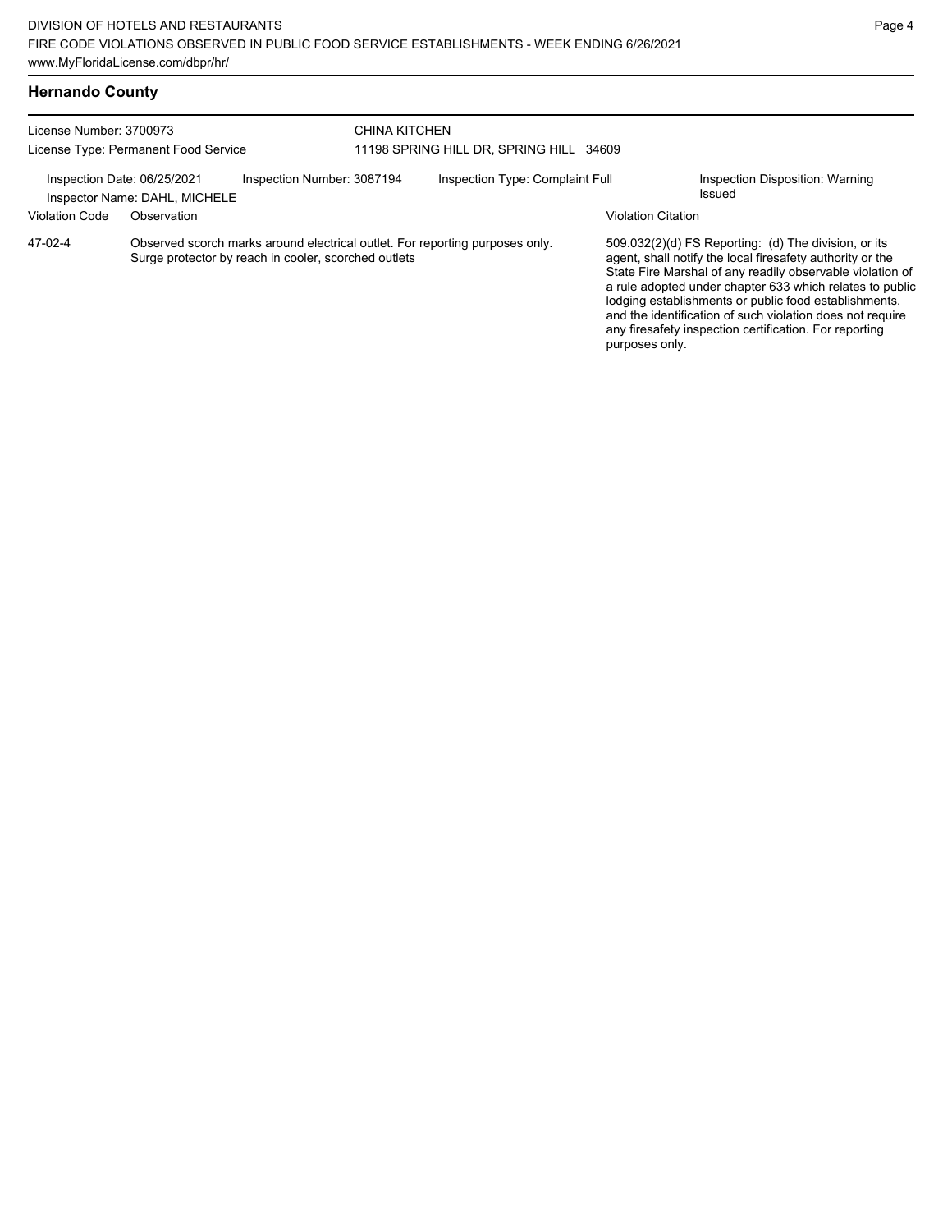## Hernando County

License Number: 3700973
License Type: Permanent Food Service

CHINA KITCHEN
11198 SPRING HILL DR, SPRING HILL 34609

Inspection Date: 06/25/2021
Inspector Name: DAHL, MICHELE
Inspection Number: 3087194
Inspection Type: Complaint Full
Inspection Disposition: Warning Issued

| Violation Code | Observation | Violation Citation |
|---|---|---|
| 47-02-4 | Observed scorch marks around electrical outlet. For reporting purposes only. Surge protector by reach in cooler, scorched outlets | 509.032(2)(d) FS Reporting: (d) The division, or its agent, shall notify the local firesafety authority or the State Fire Marshal of any readily observable violation of a rule adopted under chapter 633 which relates to public lodging establishments or public food establishments, and the identification of such violation does not require any firesafety inspection certification. For reporting purposes only. |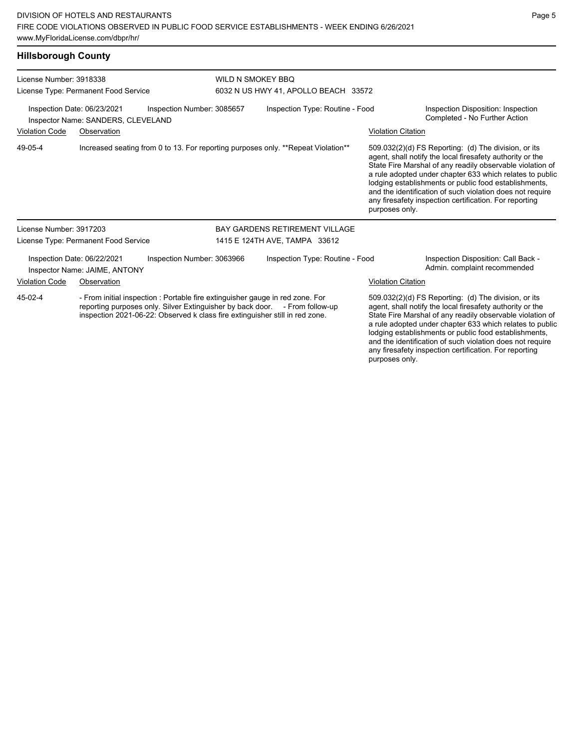## Hillsborough County

**License Number:** 3918338
**License Type:** Permanent Food Service

**WILD N SMOKEY BBQ**
6032 N US HWY 41, APOLLO BEACH 33572

Inspection Date: 06/23/2021
Inspector Name: SANDERS, CLEVELAND
Inspection Number: 3085657
Inspection Type: Routine - Food
Inspection Disposition: Inspection Completed - No Further Action

| Violation Code | Observation | Violation Citation |
|---|---|---|
| 49-05-4 | Increased seating from 0 to 13. For reporting purposes only. **Repeat Violation** | 509.032(2)(d) FS Reporting: (d) The division, or its agent, shall notify the local firesafety authority or the State Fire Marshal of any readily observable violation of a rule adopted under chapter 633 which relates to public lodging establishments or public food establishments, and the identification of such violation does not require any firesafety inspection certification. For reporting purposes only. |

**License Number:** 3917203
**License Type:** Permanent Food Service

**BAY GARDENS RETIREMENT VILLAGE**
1415 E 124TH AVE, TAMPA 33612

Inspection Date: 06/22/2021
Inspector Name: JAIME, ANTONY
Inspection Number: 3063966
Inspection Type: Routine - Food
Inspection Disposition: Call Back - Admin. complaint recommended

| Violation Code | Observation | Violation Citation |
|---|---|---|
| 45-02-4 | - From initial inspection : Portable fire extinguisher gauge in red zone. For reporting purposes only. Silver Extinguisher by back door. - From follow-up inspection 2021-06-22: Observed k class fire extinguisher still in red zone. | 509.032(2)(d) FS Reporting: (d) The division, or its agent, shall notify the local firesafety authority or the State Fire Marshal of any readily observable violation of a rule adopted under chapter 633 which relates to public lodging establishments or public food establishments, and the identification of such violation does not require any firesafety inspection certification. For reporting purposes only. |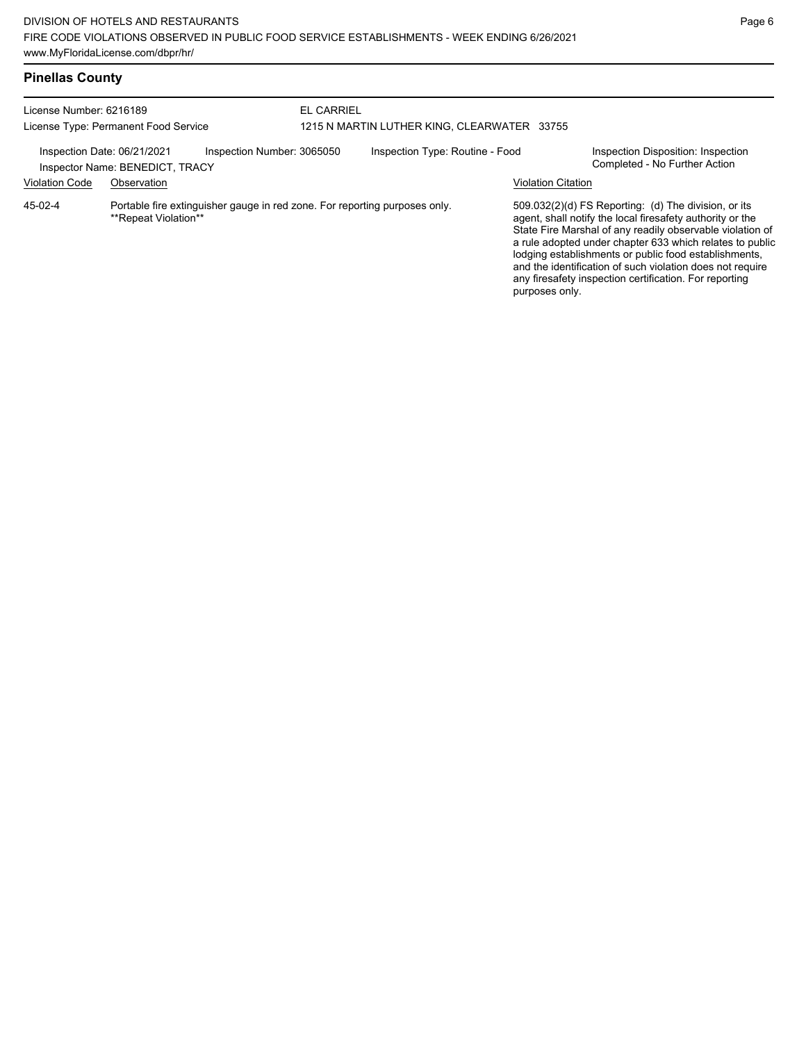## Pinellas County

License Number: 6216189
License Type: Permanent Food Service

EL CARRIEL
1215 N MARTIN LUTHER KING, CLEARWATER 33755

Inspection Date: 06/21/2021
Inspector Name: BENEDICT, TRACY
Inspection Number: 3065050
Inspection Type: Routine - Food
Inspection Disposition: Inspection Completed - No Further Action

| Violation Code | Observation | Violation Citation |
|---|---|---|
| 45-02-4 | Portable fire extinguisher gauge in red zone. For reporting purposes only. **Repeat Violation** | 509.032(2)(d) FS Reporting: (d) The division, or its agent, shall notify the local firesafety authority or the State Fire Marshal of any readily observable violation of a rule adopted under chapter 633 which relates to public lodging establishments or public food establishments, and the identification of such violation does not require any firesafety inspection certification. For reporting purposes only. |